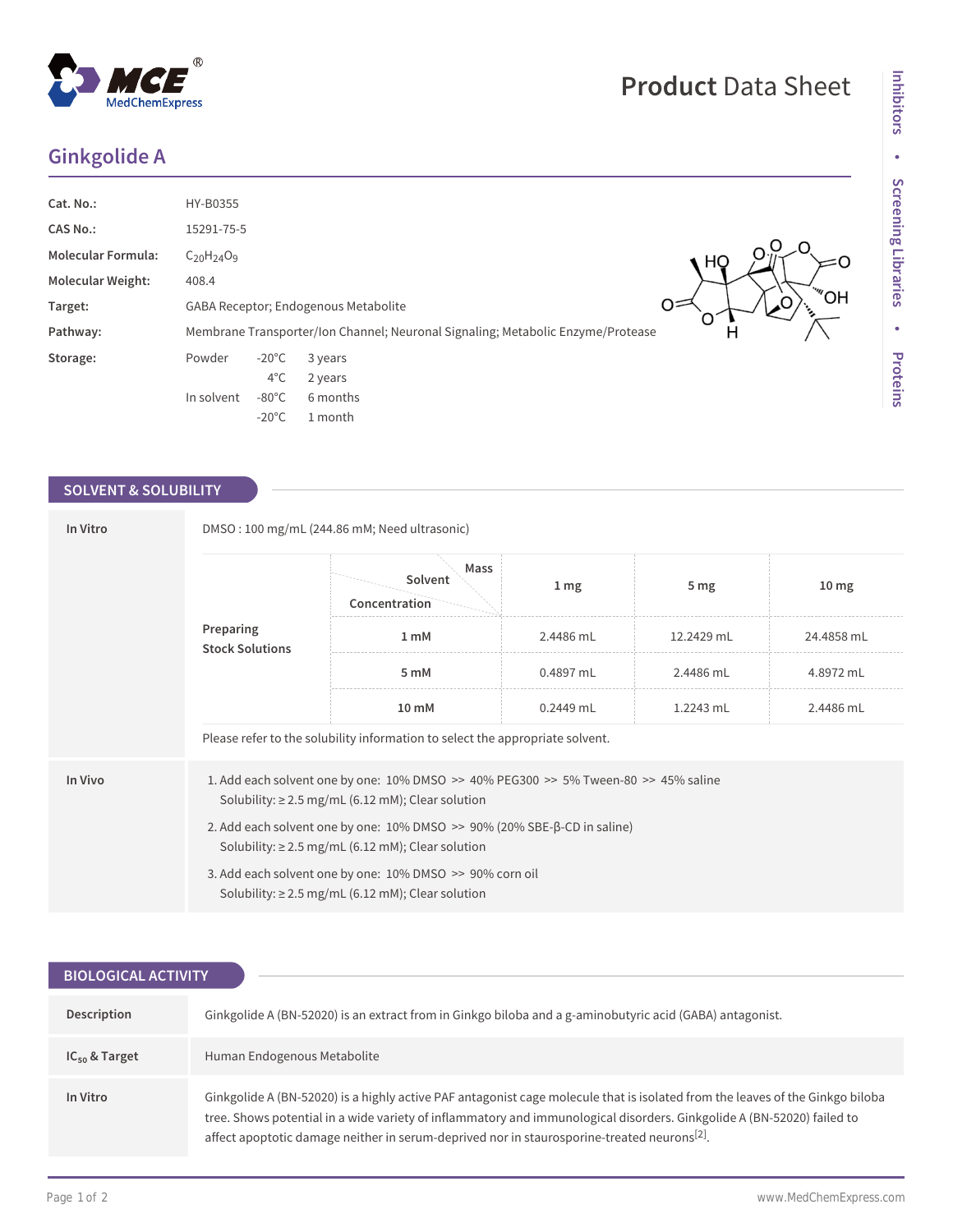# Ginkgolide A

| | |
|---|---|
| **Cat. No.:** | HY-B0355 |
| **CAS No.:** | 15291-75-5 |
| **Molecular Formula:** | $C_{20}H_{24}O_9$ |
| **Molecular Weight:** | 408.4 |
| **Target:** | GABA Receptor; Endogenous Metabolite |
| **Pathway:** | Membrane Transporter/Ion Channel; Neuronal Signaling; Metabolic Enzyme/Protease |
| **Storage:** | Powder -20°C 3 years; 4°C 2 years<br>In solvent -80°C 6 months; -20°C 1 month |

## SOLVENT & SOLUBILITY

**In Vitro**

DMSO : 100 mg/mL (244.86 mM; Need ultrasonic)

**Preparing Stock Solutions**

| Concentration \ Solvent Mass | 1 mg | 5 mg | 10 mg |
|---|---|---|---|
| 1 mM | 2.4486 mL | 12.2429 mL | 24.4858 mL |
| 5 mM | 0.4897 mL | 2.4486 mL | 4.8972 mL |
| 10 mM | 0.2449 mL | 1.2243 mL | 2.4486 mL |

Please refer to the solubility information to select the appropriate solvent.

**In Vivo**

1. Add each solvent one by one: 10% DMSO >> 40% PEG300 >> 5% Tween-80 >> 45% saline
   Solubility: ≥ 2.5 mg/mL (6.12 mM); Clear solution
2. Add each solvent one by one: 10% DMSO >> 90% (20% SBE-β-CD in saline)
   Solubility: ≥ 2.5 mg/mL (6.12 mM); Clear solution
3. Add each solvent one by one: 10% DMSO >> 90% corn oil
   Solubility: ≥ 2.5 mg/mL (6.12 mM); Clear solution

## BIOLOGICAL ACTIVITY

**Description**

Ginkgolide A (BN-52020) is an extract from in Ginkgo biloba and a g-aminobutyric acid (GABA) antagonist.

**$IC_{50}$ & Target**

Human Endogenous Metabolite

**In Vitro**

Ginkgolide A (BN-52020) is a highly active PAF antagonist cage molecule that is isolated from the leaves of the Ginkgo biloba tree. Shows potential in a wide variety of inflammatory and immunological disorders. Ginkgolide A (BN-52020) failed to affect apoptotic damage neither in serum-deprived nor in staurosporine-treated neurons[2].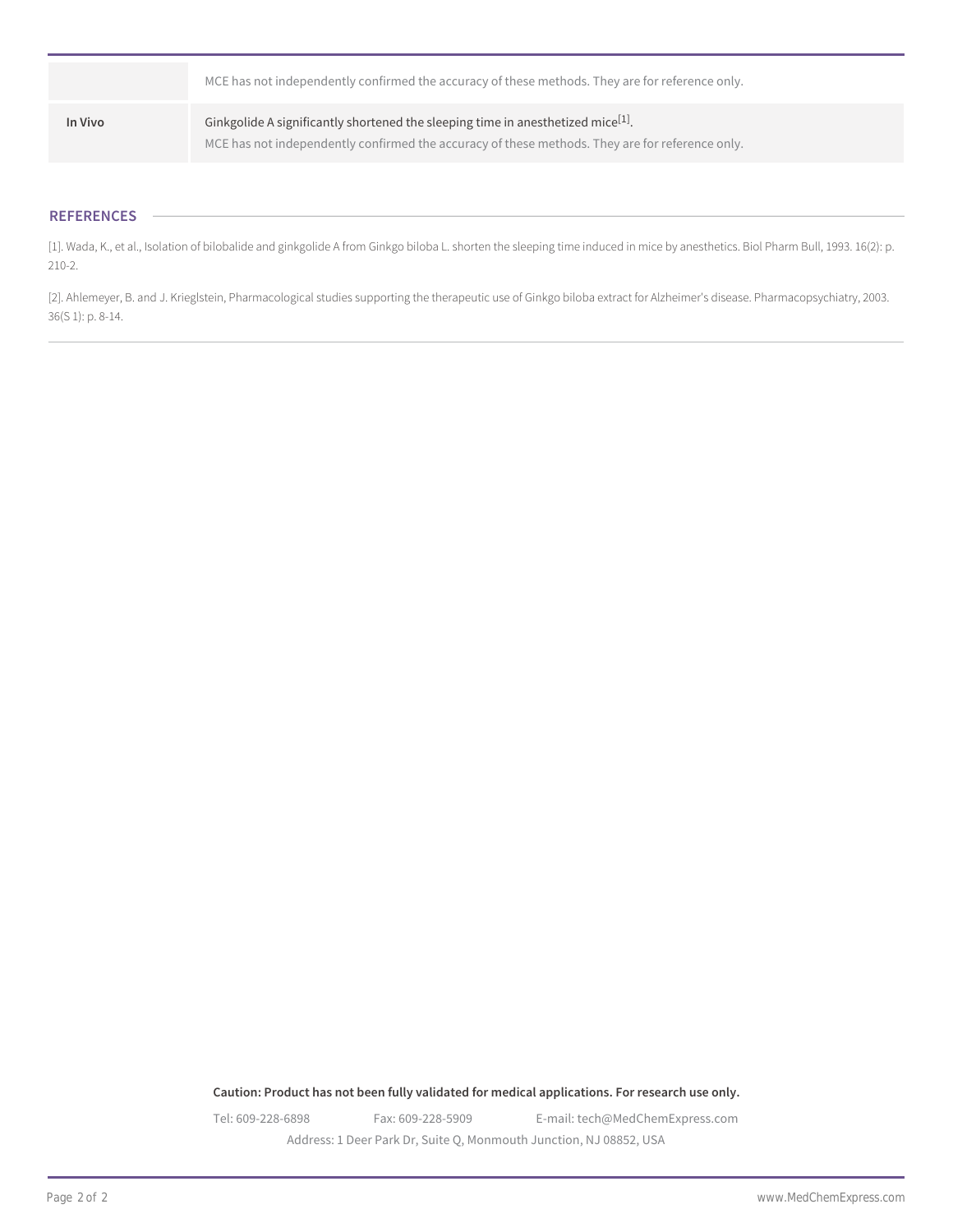| | |
|---|---|
| | MCE has not independently confirmed the accuracy of these methods. They are for reference only. |
| **In Vivo** | Ginkgolide A significantly shortened the sleeping time in anesthetized mice[1]. MCE has not independently confirmed the accuracy of these methods. They are for reference only. |

## REFERENCES

[1]. Wada, K., et al., Isolation of bilobalide and ginkgolide A from Ginkgo biloba L. shorten the sleeping time induced in mice by anesthetics. Biol Pharm Bull, 1993. 16(2): p. 210-2.

[2]. Ahlemeyer, B. and J. Krieglstein, Pharmacological studies supporting the therapeutic use of Ginkgo biloba extract for Alzheimer's disease. Pharmacopsychiatry, 2003. 36(S 1): p. 8-14.

**Caution: Product has not been fully validated for medical applications. For research use only.**

Tel: 609-228-6898 Fax: 609-228-5909 E-mail: tech@MedChemExpress.com

Address: 1 Deer Park Dr, Suite Q, Monmouth Junction, NJ 08852, USA